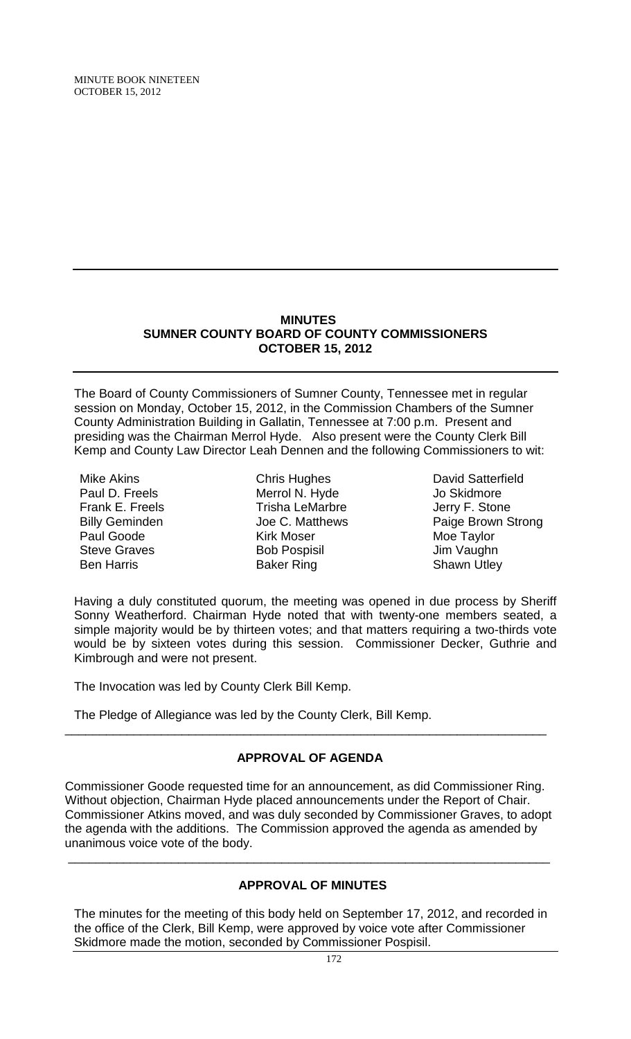# MINUTES
## SUMNER COUNTY BOARD OF COUNTY COMMISSIONERS
## OCTOBER 15, 2012

The Board of County Commissioners of Sumner County, Tennessee met in regular session on Monday, October 15, 2012, in the Commission Chambers of the Sumner County Administration Building in Gallatin, Tennessee at 7:00 p.m. Present and presiding was the Chairman Merrol Hyde. Also present were the County Clerk Bill Kemp and County Law Director Leah Dennen and the following Commissioners to wit:

| | | |
|---|---|---|
| Mike Akins | Chris Hughes | David Satterfield |
| Paul D. Freels | Merrol N. Hyde | Jo Skidmore |
| Frank E. Freels | Trisha LeMarbre | Jerry F. Stone |
| Billy Geminden | Joe C. Matthews | Paige Brown Strong |
| Paul Goode | Kirk Moser | Moe Taylor |
| Steve Graves | Bob Pospisil | Jim Vaughn |
| Ben Harris | Baker Ring | Shawn Utley |

Having a duly constituted quorum, the meeting was opened in due process by Sheriff Sonny Weatherford. Chairman Hyde noted that with twenty-one members seated, a simple majority would be by thirteen votes; and that matters requiring a two-thirds vote would be by sixteen votes during this session. Commissioner Decker, Guthrie and Kimbrough and were not present.

The Invocation was led by County Clerk Bill Kemp.

The Pledge of Allegiance was led by the County Clerk, Bill Kemp.

---

## APPROVAL OF AGENDA

Commissioner Goode requested time for an announcement, as did Commissioner Ring. Without objection, Chairman Hyde placed announcements under the Report of Chair. Commissioner Atkins moved, and was duly seconded by Commissioner Graves, to adopt the agenda with the additions. The Commission approved the agenda as amended by unanimous voice vote of the body.

---

## APPROVAL OF MINUTES

The minutes for the meeting of this body held on September 17, 2012, and recorded in the office of the Clerk, Bill Kemp, were approved by voice vote after Commissioner Skidmore made the motion, seconded by Commissioner Pospisil.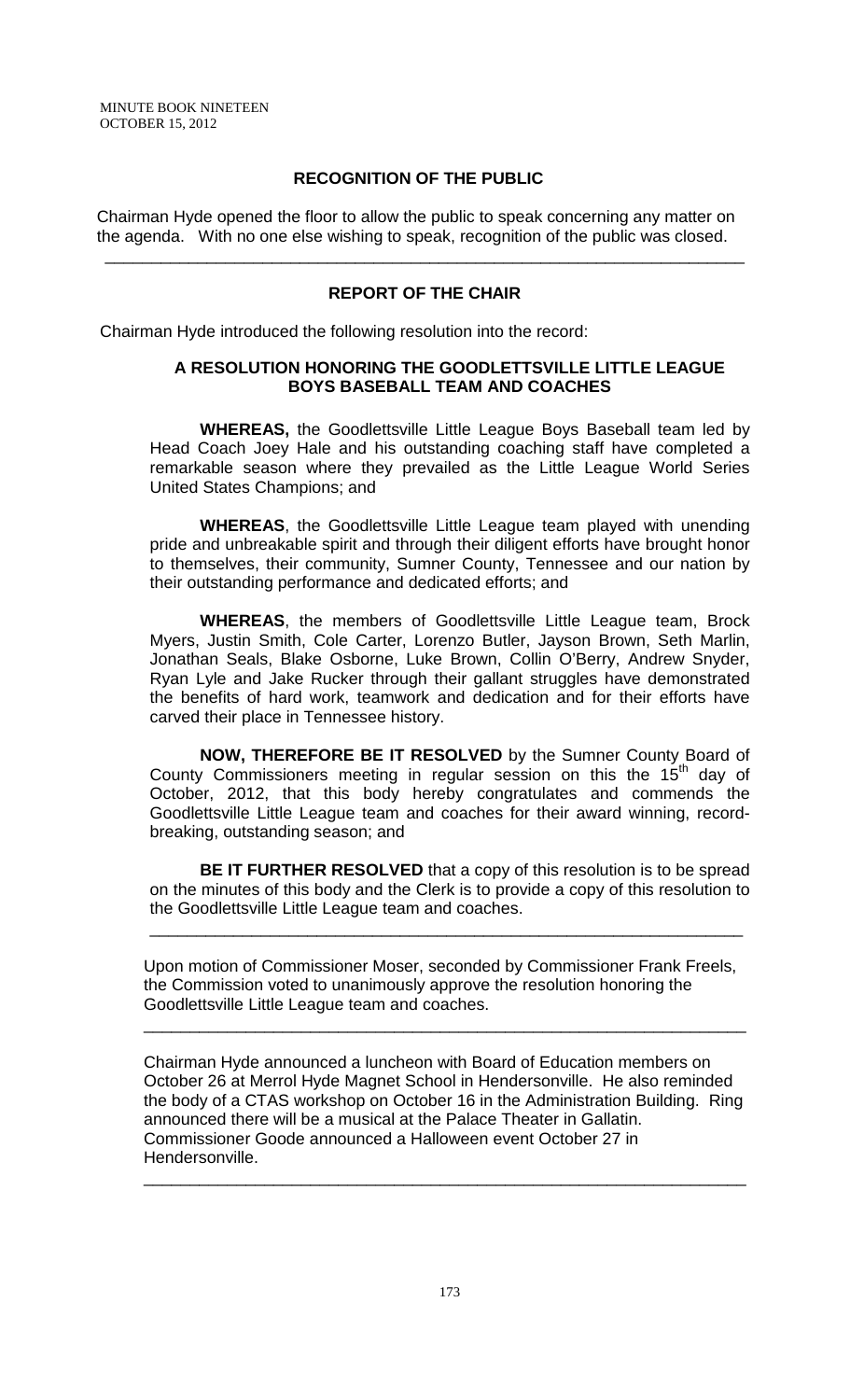## RECOGNITION OF THE PUBLIC

Chairman Hyde opened the floor to allow the public to speak concerning any matter on the agenda. With no one else wishing to speak, recognition of the public was closed.

---

## REPORT OF THE CHAIR

Chairman Hyde introduced the following resolution into the record:

### A RESOLUTION HONORING THE GOODLETTSVILLE LITTLE LEAGUE BOYS BASEBALL TEAM AND COACHES

**WHEREAS,** the Goodlettsville Little League Boys Baseball team led by Head Coach Joey Hale and his outstanding coaching staff have completed a remarkable season where they prevailed as the Little League World Series United States Champions; and

**WHEREAS**, the Goodlettsville Little League team played with unending pride and unbreakable spirit and through their diligent efforts have brought honor to themselves, their community, Sumner County, Tennessee and our nation by their outstanding performance and dedicated efforts; and

**WHEREAS**, the members of Goodlettsville Little League team, Brock Myers, Justin Smith, Cole Carter, Lorenzo Butler, Jayson Brown, Seth Marlin, Jonathan Seals, Blake Osborne, Luke Brown, Collin O'Berry, Andrew Snyder, Ryan Lyle and Jake Rucker through their gallant struggles have demonstrated the benefits of hard work, teamwork and dedication and for their efforts have carved their place in Tennessee history.

**NOW, THEREFORE BE IT RESOLVED** by the Sumner County Board of County Commissioners meeting in regular session on this the 15th day of October, 2012, that this body hereby congratulates and commends the Goodlettsville Little League team and coaches for their award winning, record-breaking, outstanding season; and

**BE IT FURTHER RESOLVED** that a copy of this resolution is to be spread on the minutes of this body and the Clerk is to provide a copy of this resolution to the Goodlettsville Little League team and coaches.

---

Upon motion of Commissioner Moser, seconded by Commissioner Frank Freels, the Commission voted to unanimously approve the resolution honoring the Goodlettsville Little League team and coaches.

---

Chairman Hyde announced a luncheon with Board of Education members on October 26 at Merrol Hyde Magnet School in Hendersonville. He also reminded the body of a CTAS workshop on October 16 in the Administration Building. Ring announced there will be a musical at the Palace Theater in Gallatin. Commissioner Goode announced a Halloween event October 27 in Hendersonville.

---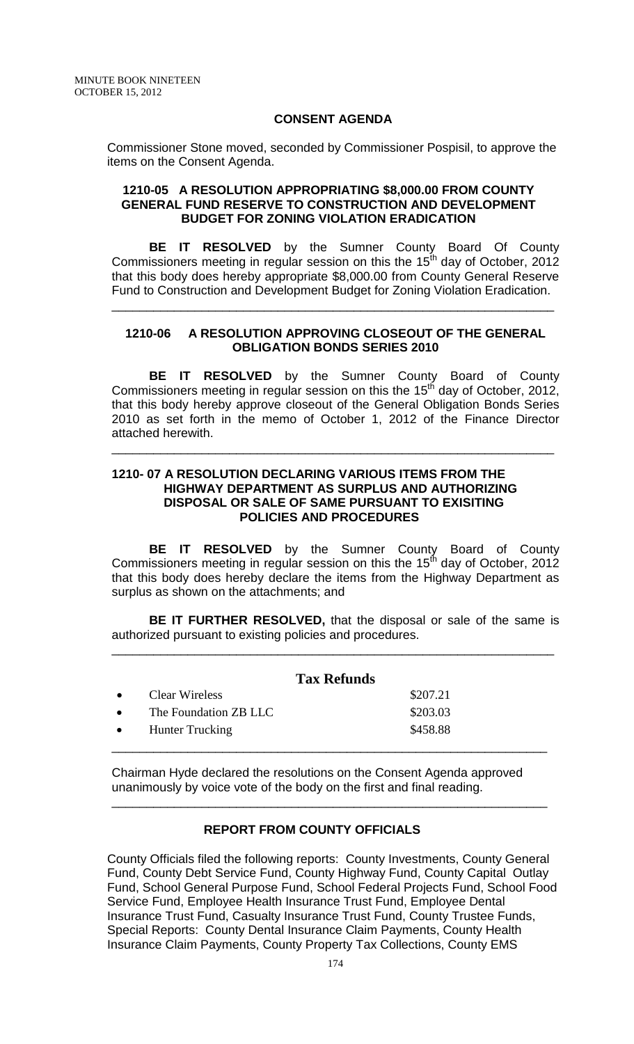## CONSENT AGENDA

Commissioner Stone moved, seconded by Commissioner Pospisil, to approve the items on the Consent Agenda.

### 1210-05 A RESOLUTION APPROPRIATING \$8,000.00 FROM COUNTY GENERAL FUND RESERVE TO CONSTRUCTION AND DEVELOPMENT BUDGET FOR ZONING VIOLATION ERADICATION

**BE IT RESOLVED** by the Sumner County Board Of County Commissioners meeting in regular session on this the 15th day of October, 2012 that this body does hereby appropriate \$8,000.00 from County General Reserve Fund to Construction and Development Budget for Zoning Violation Eradication.

---

### 1210-06 A RESOLUTION APPROVING CLOSEOUT OF THE GENERAL OBLIGATION BONDS SERIES 2010

**BE IT RESOLVED** by the Sumner County Board of County Commissioners meeting in regular session on this the 15th day of October, 2012, that this body hereby approve closeout of the General Obligation Bonds Series 2010 as set forth in the memo of October 1, 2012 of the Finance Director attached herewith.

---

### 1210- 07 A RESOLUTION DECLARING VARIOUS ITEMS FROM THE HIGHWAY DEPARTMENT AS SURPLUS AND AUTHORIZING DISPOSAL OR SALE OF SAME PURSUANT TO EXISITING POLICIES AND PROCEDURES

**BE IT RESOLVED** by the Sumner County Board of County Commissioners meeting in regular session on this the 15th day of October, 2012 that this body does hereby declare the items from the Highway Department as surplus as shown on the attachments; and

**BE IT FURTHER RESOLVED,** that the disposal or sale of the same is authorized pursuant to existing policies and procedures.

---

**Tax Refunds**

- Clear Wireless — \$207.21
- The Foundation ZB LLC — \$203.03
- Hunter Trucking — \$458.88

---

Chairman Hyde declared the resolutions on the Consent Agenda approved unanimously by voice vote of the body on the first and final reading.

---

## REPORT FROM COUNTY OFFICIALS

County Officials filed the following reports: County Investments, County General Fund, County Debt Service Fund, County Highway Fund, County Capital Outlay Fund, School General Purpose Fund, School Federal Projects Fund, School Food Service Fund, Employee Health Insurance Trust Fund, Employee Dental Insurance Trust Fund, Casualty Insurance Trust Fund, County Trustee Funds, Special Reports: County Dental Insurance Claim Payments, County Health Insurance Claim Payments, County Property Tax Collections, County EMS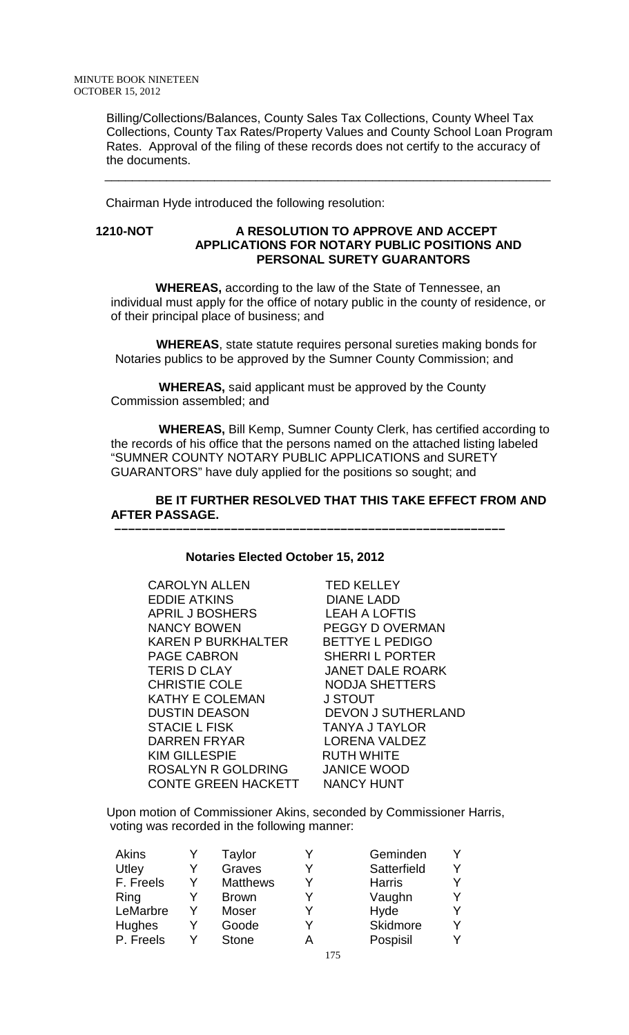Billing/Collections/Balances, County Sales Tax Collections, County Wheel Tax Collections, County Tax Rates/Property Values and County School Loan Program Rates. Approval of the filing of these records does not certify to the accuracy of the documents.

---

Chairman Hyde introduced the following resolution:

**1210-NOT A RESOLUTION TO APPROVE AND ACCEPT APPLICATIONS FOR NOTARY PUBLIC POSITIONS AND PERSONAL SURETY GUARANTORS**

**WHEREAS,** according to the law of the State of Tennessee, an individual must apply for the office of notary public in the county of residence, or of their principal place of business; and

**WHEREAS**, state statute requires personal sureties making bonds for Notaries publics to be approved by the Sumner County Commission; and

**WHEREAS,** said applicant must be approved by the County Commission assembled; and

**WHEREAS,** Bill Kemp, Sumner County Clerk, has certified according to the records of his office that the persons named on the attached listing labeled "SUMNER COUNTY NOTARY PUBLIC APPLICATIONS and SURETY GUARANTORS" have duly applied for the positions so sought; and

**BE IT FURTHER RESOLVED THAT THIS TAKE EFFECT FROM AND AFTER PASSAGE.**

---

**Notaries Elected October 15, 2012**

| | |
|---|---|
| CAROLYN ALLEN | TED KELLEY |
| EDDIE ATKINS | DIANE LADD |
| APRIL J BOSHERS | LEAH A LOFTIS |
| NANCY BOWEN | PEGGY D OVERMAN |
| KAREN P BURKHALTER | BETTYE L PEDIGO |
| PAGE CABRON | SHERRI L PORTER |
| TERIS D CLAY | JANET DALE ROARK |
| CHRISTIE COLE | NODJA SHETTERS |
| KATHY E COLEMAN | J STOUT |
| DUSTIN DEASON | DEVON J SUTHERLAND |
| STACIE L FISK | TANYA J TAYLOR |
| DARREN FRYAR | LORENA VALDEZ |
| KIM GILLESPIE | RUTH WHITE |
| ROSALYN R GOLDRING | JANICE WOOD |
| CONTE GREEN HACKETT | NANCY HUNT |

Upon motion of Commissioner Akins, seconded by Commissioner Harris, voting was recorded in the following manner:

| | | | | | |
|---|---|---|---|---|---|
| Akins | Y | Taylor | Y | Geminden | Y |
| Utley | Y | Graves | Y | Satterfield | Y |
| F. Freels | Y | Matthews | Y | Harris | Y |
| Ring | Y | Brown | Y | Vaughn | Y |
| LeMarbre | Y | Moser | Y | Hyde | Y |
| Hughes | Y | Goode | Y | Skidmore | Y |
| P. Freels | Y | Stone | A | Pospisil | Y |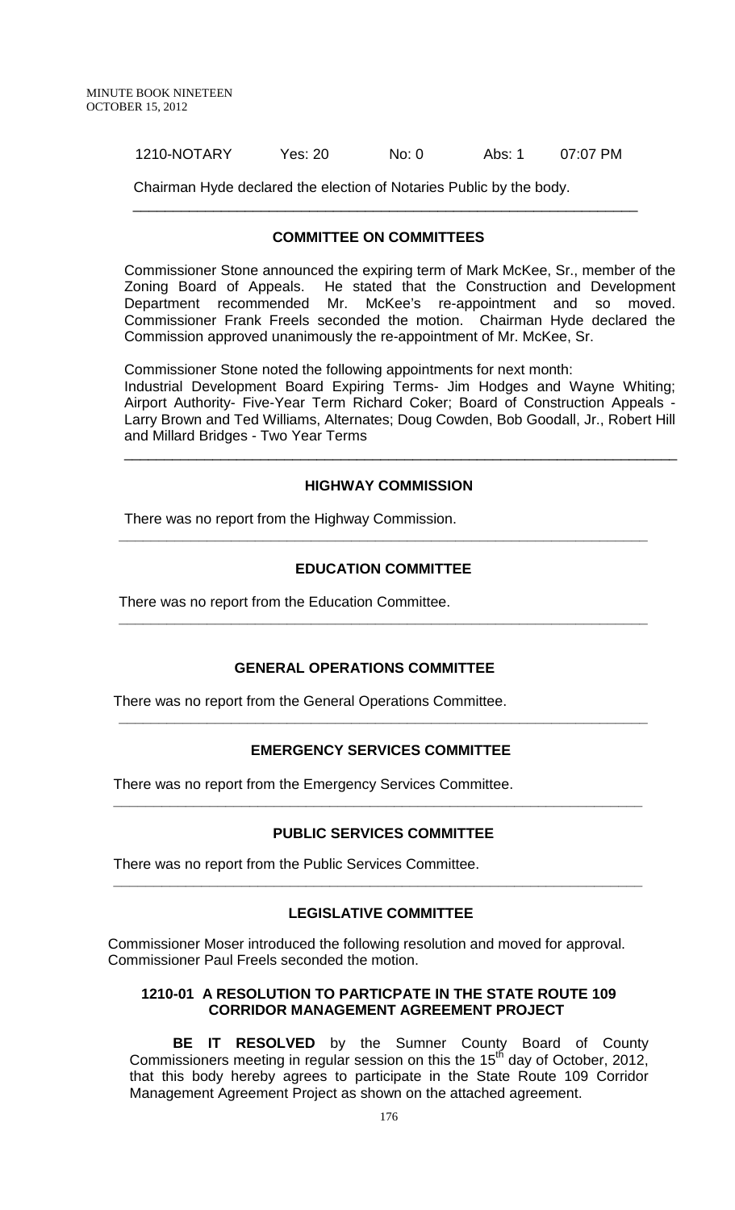1210-NOTARY Yes: 20 No: 0 Abs: 1 07:07 PM

Chairman Hyde declared the election of Notaries Public by the body.

---

## COMMITTEE ON COMMITTEES

Commissioner Stone announced the expiring term of Mark McKee, Sr., member of the Zoning Board of Appeals. He stated that the Construction and Development Department recommended Mr. McKee's re-appointment and so moved. Commissioner Frank Freels seconded the motion. Chairman Hyde declared the Commission approved unanimously the re-appointment of Mr. McKee, Sr.

Commissioner Stone noted the following appointments for next month:
Industrial Development Board Expiring Terms- Jim Hodges and Wayne Whiting; Airport Authority- Five-Year Term Richard Coker; Board of Construction Appeals - Larry Brown and Ted Williams, Alternates; Doug Cowden, Bob Goodall, Jr., Robert Hill and Millard Bridges - Two Year Terms

---

## HIGHWAY COMMISSION

There was no report from the Highway Commission.

---

## EDUCATION COMMITTEE

There was no report from the Education Committee.

---

## GENERAL OPERATIONS COMMITTEE

There was no report from the General Operations Committee.

---

## EMERGENCY SERVICES COMMITTEE

There was no report from the Emergency Services Committee.

---

## PUBLIC SERVICES COMMITTEE

There was no report from the Public Services Committee.

---

## LEGISLATIVE COMMITTEE

Commissioner Moser introduced the following resolution and moved for approval. Commissioner Paul Freels seconded the motion.

### 1210-01 A RESOLUTION TO PARTICPATE IN THE STATE ROUTE 109 CORRIDOR MANAGEMENT AGREEMENT PROJECT

**BE IT RESOLVED** by the Sumner County Board of County Commissioners meeting in regular session on this the 15th day of October, 2012, that this body hereby agrees to participate in the State Route 109 Corridor Management Agreement Project as shown on the attached agreement.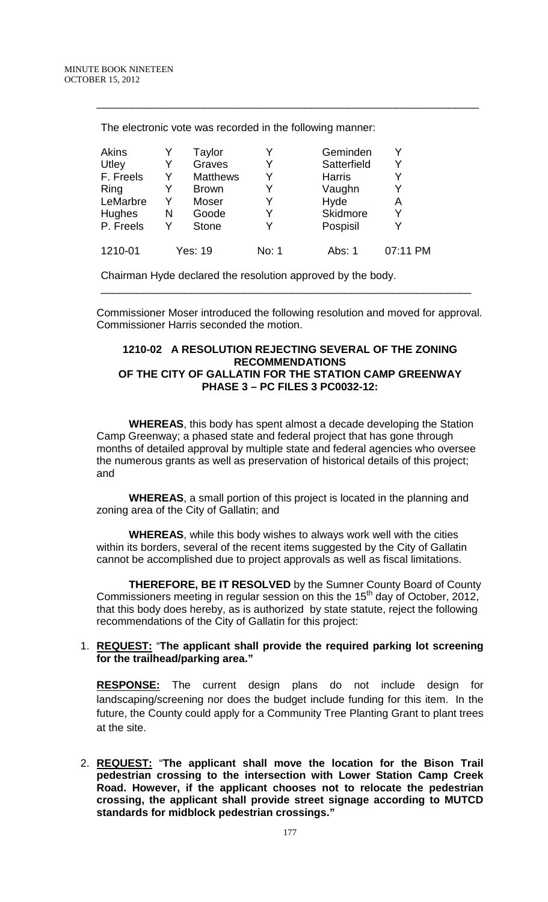The electronic vote was recorded in the following manner:

| | | | | | |
|---|---|---|---|---|---|
| Akins | Y | Taylor | Y | Geminden | Y |
| Utley | Y | Graves | Y | Satterfield | Y |
| F. Freels | Y | Matthews | Y | Harris | Y |
| Ring | Y | Brown | Y | Vaughn | Y |
| LeMarbre | Y | Moser | Y | Hyde | A |
| Hughes | N | Goode | Y | Skidmore | Y |
| P. Freels | Y | Stone | Y | Pospisil | Y |
| 1210-01 | | Yes: 19 | No: 1 | Abs: 1 | 07:11 PM |

Chairman Hyde declared the resolution approved by the body.

---

Commissioner Moser introduced the following resolution and moved for approval. Commissioner Harris seconded the motion.

**1210-02 A RESOLUTION REJECTING SEVERAL OF THE ZONING RECOMMENDATIONS OF THE CITY OF GALLATIN FOR THE STATION CAMP GREENWAY PHASE 3 – PC FILES 3 PC0032-12:**

**WHEREAS**, this body has spent almost a decade developing the Station Camp Greenway; a phased state and federal project that has gone through months of detailed approval by multiple state and federal agencies who oversee the numerous grants as well as preservation of historical details of this project; and

**WHEREAS**, a small portion of this project is located in the planning and zoning area of the City of Gallatin; and

**WHEREAS**, while this body wishes to always work well with the cities within its borders, several of the recent items suggested by the City of Gallatin cannot be accomplished due to project approvals as well as fiscal limitations.

**THEREFORE, BE IT RESOLVED** by the Sumner County Board of County Commissioners meeting in regular session on this the 15th day of October, 2012, that this body does hereby, as is authorized by state statute, reject the following recommendations of the City of Gallatin for this project:

1. **REQUEST:** "**The applicant shall provide the required parking lot screening for the trailhead/parking area.**"

   **RESPONSE:** The current design plans do not include design for landscaping/screening nor does the budget include funding for this item. In the future, the County could apply for a Community Tree Planting Grant to plant trees at the site.

2. **REQUEST:** "**The applicant shall move the location for the Bison Trail pedestrian crossing to the intersection with Lower Station Camp Creek Road. However, if the applicant chooses not to relocate the pedestrian crossing, the applicant shall provide street signage according to MUTCD standards for midblock pedestrian crossings.**"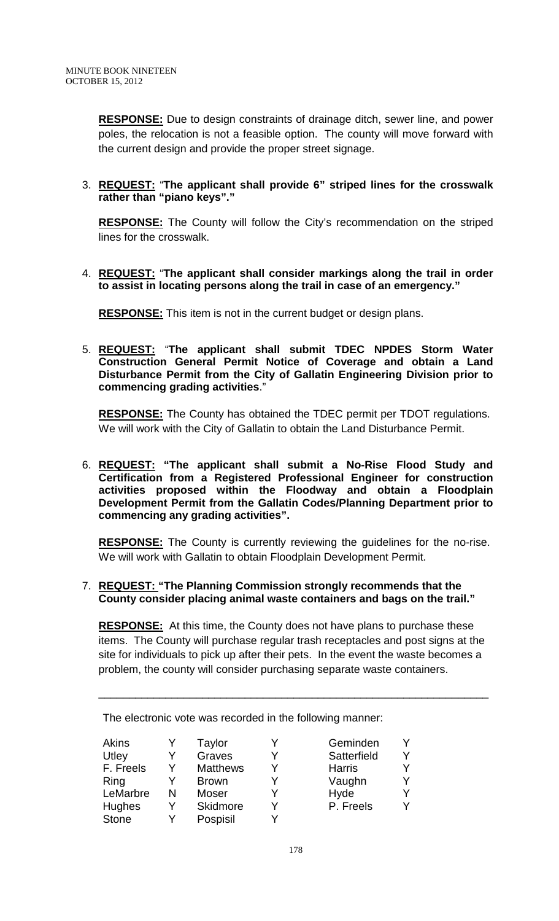**RESPONSE:** Due to design constraints of drainage ditch, sewer line, and power poles, the relocation is not a feasible option. The county will move forward with the current design and provide the proper street signage.

3. **REQUEST:** "**The applicant shall provide 6" striped lines for the crosswalk rather than "piano keys".**"

   **RESPONSE:** The County will follow the City's recommendation on the striped lines for the crosswalk.

4. **REQUEST:** "**The applicant shall consider markings along the trail in order to assist in locating persons along the trail in case of an emergency.**"

   **RESPONSE:** This item is not in the current budget or design plans.

5. **REQUEST:** "**The applicant shall submit TDEC NPDES Storm Water Construction General Permit Notice of Coverage and obtain a Land Disturbance Permit from the City of Gallatin Engineering Division prior to commencing grading activities**."

   **RESPONSE:** The County has obtained the TDEC permit per TDOT regulations. We will work with the City of Gallatin to obtain the Land Disturbance Permit.

6. **REQUEST: "The applicant shall submit a No-Rise Flood Study and Certification from a Registered Professional Engineer for construction activities proposed within the Floodway and obtain a Floodplain Development Permit from the Gallatin Codes/Planning Department prior to commencing any grading activities".**

   **RESPONSE:** The County is currently reviewing the guidelines for the no-rise. We will work with Gallatin to obtain Floodplain Development Permit.

7. **REQUEST: "The Planning Commission strongly recommends that the County consider placing animal waste containers and bags on the trail."**

   **RESPONSE:** At this time, the County does not have plans to purchase these items. The County will purchase regular trash receptacles and post signs at the site for individuals to pick up after their pets. In the event the waste becomes a problem, the county will consider purchasing separate waste containers.

---

The electronic vote was recorded in the following manner:

| | | | | | |
|---|---|---|---|---|---|
| Akins | Y | Taylor | Y | Geminden | Y |
| Utley | Y | Graves | Y | Satterfield | Y |
| F. Freels | Y | Matthews | Y | Harris | Y |
| Ring | Y | Brown | Y | Vaughn | Y |
| LeMarbre | N | Moser | Y | Hyde | Y |
| Hughes | Y | Skidmore | Y | P. Freels | Y |
| Stone | Y | Pospisil | Y | | |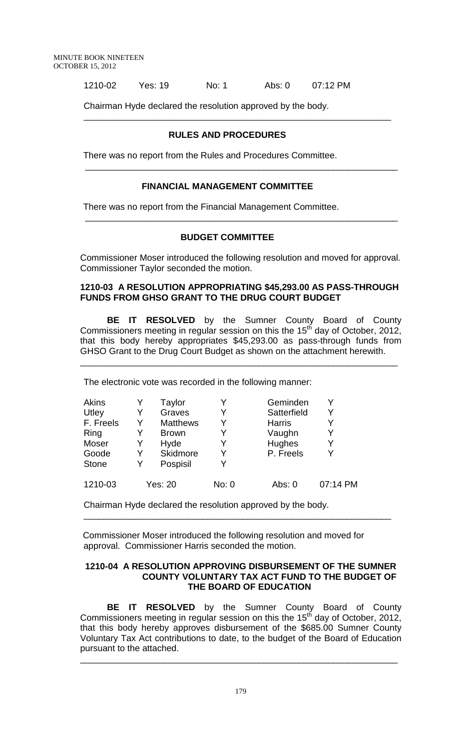| 1210-02 | Yes: 19 | No: 1 | Abs: 0 | 07:12 PM |
|---|---|---|---|---|

Chairman Hyde declared the resolution approved by the body.

---

## RULES AND PROCEDURES

There was no report from the Rules and Procedures Committee.

---

## FINANCIAL MANAGEMENT COMMITTEE

There was no report from the Financial Management Committee.

---

## BUDGET COMMITTEE

Commissioner Moser introduced the following resolution and moved for approval. Commissioner Taylor seconded the motion.

**1210-03 A RESOLUTION APPROPRIATING $45,293.00 AS PASS-THROUGH FUNDS FROM GHSO GRANT TO THE DRUG COURT BUDGET**

**BE IT RESOLVED** by the Sumner County Board of County Commissioners meeting in regular session on this the 15th day of October, 2012, that this body hereby appropriates $45,293.00 as pass-through funds from GHSO Grant to the Drug Court Budget as shown on the attachment herewith.

---

The electronic vote was recorded in the following manner:

| | | | | | |
|---|---|---|---|---|---|
| Akins | Y | Taylor | Y | Geminden | Y |
| Utley | Y | Graves | Y | Satterfield | Y |
| F. Freels | Y | Matthews | Y | Harris | Y |
| Ring | Y | Brown | Y | Vaughn | Y |
| Moser | Y | Hyde | Y | Hughes | Y |
| Goode | Y | Skidmore | Y | P. Freels | Y |
| Stone | Y | Pospisil | Y | | |

| 1210-03 | Yes: 20 | No: 0 | Abs: 0 | 07:14 PM |
|---|---|---|---|---|

Chairman Hyde declared the resolution approved by the body.

---

Commissioner Moser introduced the following resolution and moved for approval. Commissioner Harris seconded the motion.

**1210-04 A RESOLUTION APPROVING DISBURSEMENT OF THE SUMNER COUNTY VOLUNTARY TAX ACT FUND TO THE BUDGET OF THE BOARD OF EDUCATION**

**BE IT RESOLVED** by the Sumner County Board of County Commissioners meeting in regular session on this the 15th day of October, 2012, that this body hereby approves disbursement of the $685.00 Sumner County Voluntary Tax Act contributions to date, to the budget of the Board of Education pursuant to the attached.

---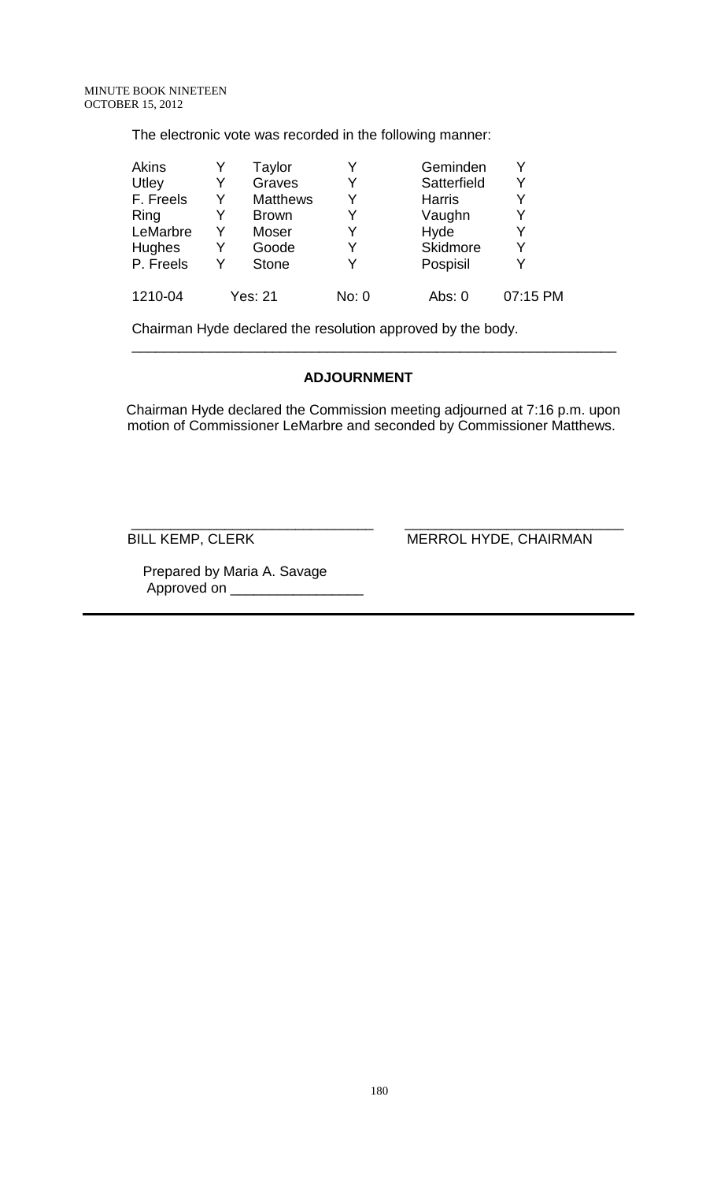The electronic vote was recorded in the following manner:

| | | | | | |
|---|---|---|---|---|---|
| Akins | Y | Taylor | Y | Geminden | Y |
| Utley | Y | Graves | Y | Satterfield | Y |
| F. Freels | Y | Matthews | Y | Harris | Y |
| Ring | Y | Brown | Y | Vaughn | Y |
| LeMarbre | Y | Moser | Y | Hyde | Y |
| Hughes | Y | Goode | Y | Skidmore | Y |
| P. Freels | Y | Stone | Y | Pospisil | Y |
| 1210-04 | Yes: 21 | | No: 0 | Abs: 0 | 07:15 PM |

Chairman Hyde declared the resolution approved by the body.

---

## ADJOURNMENT

Chairman Hyde declared the Commission meeting adjourned at 7:16 p.m. upon motion of Commissioner LeMarbre and seconded by Commissioner Matthews.

\_\_\_\_\_\_\_\_\_\_\_\_\_\_\_\_\_\_\_\_\_\_\_\_\_\_\_\_\_\_ \_\_\_\_\_\_\_\_\_\_\_\_\_\_\_\_\_\_\_\_\_\_\_\_\_\_\_\_\_\_

BILL KEMP, CLERK MERROL HYDE, CHAIRMAN

Prepared by Maria A. Savage
Approved on \_\_\_\_\_\_\_\_\_\_\_\_\_\_\_\_